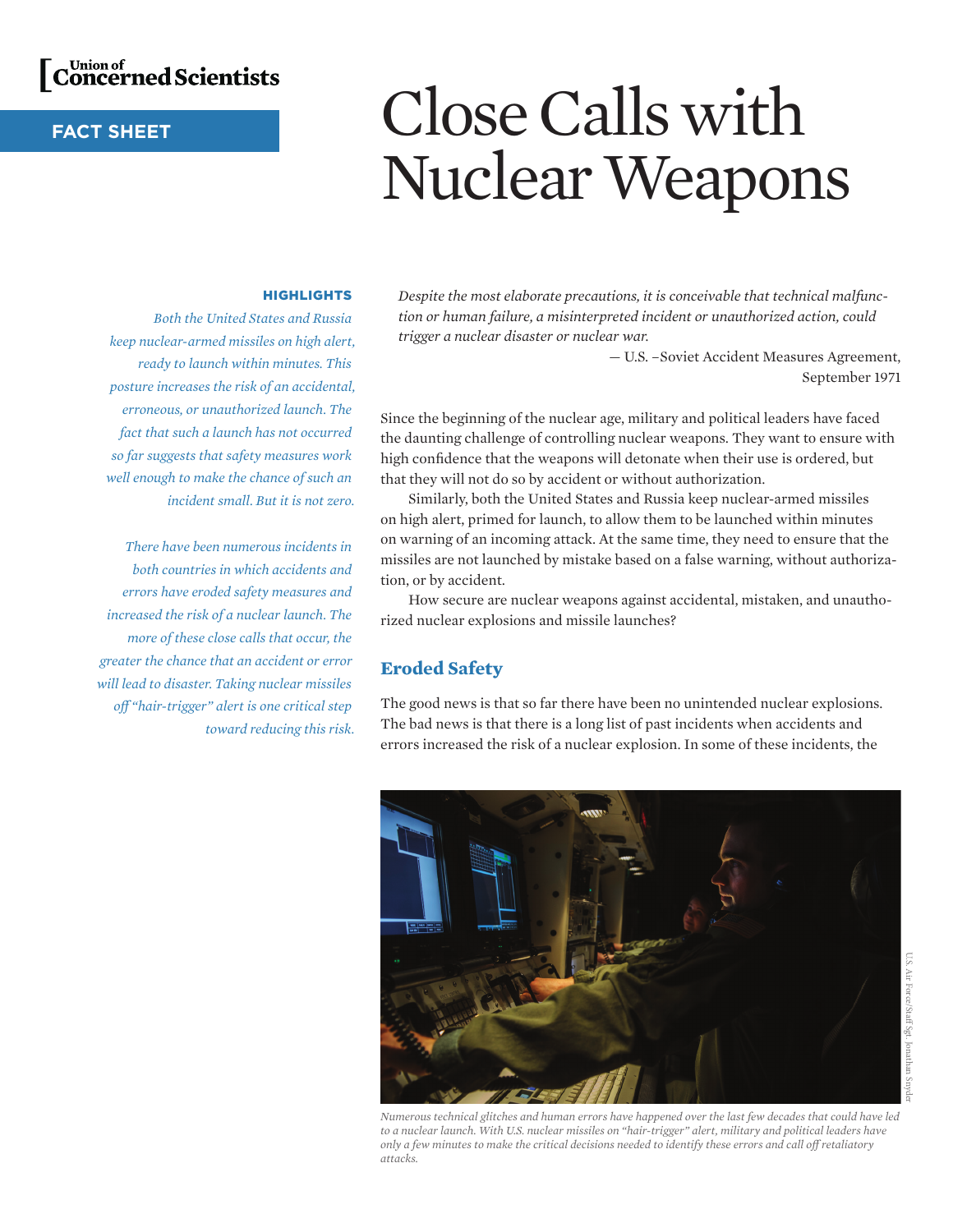Union of Concerned Scientists

**FACT SHEET**

# Close Calls with Nuclear Weapons

**HIGHLIGHTS**

*Both the United States and Russia keep nuclear-armed missiles on high alert, ready to launch within minutes. This posture increases the risk of an accidental, erroneous, or unauthorized launch. The fact that such a launch has not occurred so far suggests that safety measures work well enough to make the chance of such an incident small. But it is not zero.*

*There have been numerous incidents in both countries in which accidents and errors have eroded safety measures and increased the risk of a nuclear launch. The more of these close calls that occur, the greater the chance that an accident or error will lead to disaster. Taking nuclear missiles off "hair-trigger" alert is one critical step toward reducing this risk.*

*Despite the most elaborate precautions, it is conceivable that technical malfunction or human failure, a misinterpreted incident or unauthorized action, could trigger a nuclear disaster or nuclear war.*

— U.S. –Soviet Accident Measures Agreement, September 1971

Since the beginning of the nuclear age, military and political leaders have faced the daunting challenge of controlling nuclear weapons. They want to ensure with high confidence that the weapons will detonate when their use is ordered, but that they will not do so by accident or without authorization.

Similarly, both the United States and Russia keep nuclear-armed missiles on high alert, primed for launch, to allow them to be launched within minutes on warning of an incoming attack. At the same time, they need to ensure that the missiles are not launched by mistake based on a false warning, without authorization, or by accident.

How secure are nuclear weapons against accidental, mistaken, and unauthorized nuclear explosions and missile launches?

## Eroded Safety

The good news is that so far there have been no unintended nuclear explosions. The bad news is that there is a long list of past incidents when accidents and errors increased the risk of a nuclear explosion. In some of these incidents, the

U.S. Air Force/Staff Sgt. Jonathan Snyder

*Numerous technical glitches and human errors have happened over the last few decades that could have led to a nuclear launch. With U.S. nuclear missiles on "hair-trigger" alert, military and political leaders have only a few minutes to make the critical decisions needed to identify these errors and call off retaliatory attacks.*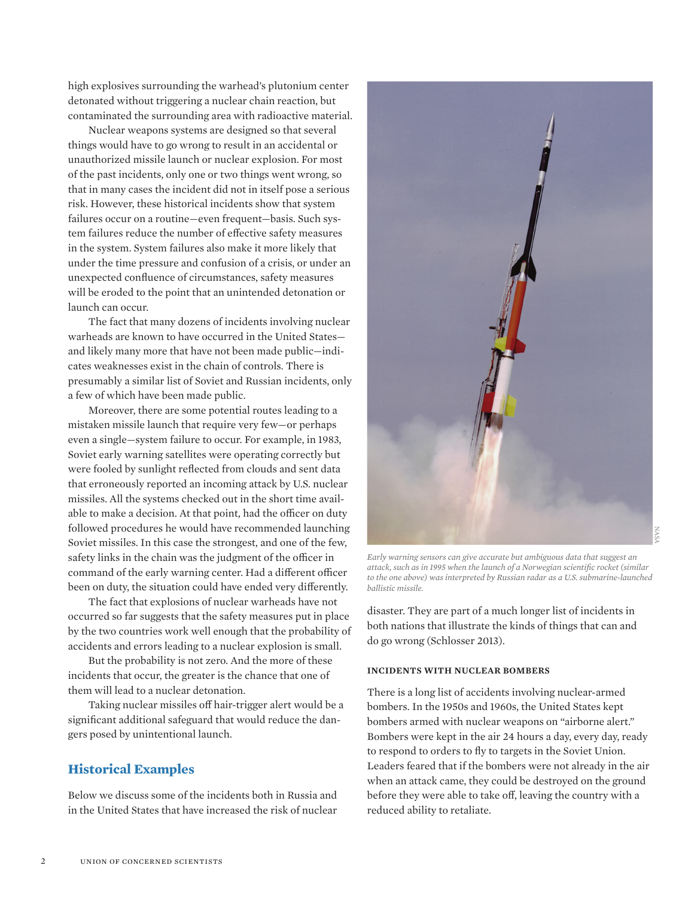high explosives surrounding the warhead's plutonium center detonated without triggering a nuclear chain reaction, but contaminated the surrounding area with radioactive material.

Nuclear weapons systems are designed so that several things would have to go wrong to result in an accidental or unauthorized missile launch or nuclear explosion. For most of the past incidents, only one or two things went wrong, so that in many cases the incident did not in itself pose a serious risk. However, these historical incidents show that system failures occur on a routine—even frequent—basis. Such system failures reduce the number of effective safety measures in the system. System failures also make it more likely that under the time pressure and confusion of a crisis, or under an unexpected confluence of circumstances, safety measures will be eroded to the point that an unintended detonation or launch can occur.

The fact that many dozens of incidents involving nuclear warheads are known to have occurred in the United States—and likely many more that have not been made public—indicates weaknesses exist in the chain of controls. There is presumably a similar list of Soviet and Russian incidents, only a few of which have been made public.

Moreover, there are some potential routes leading to a mistaken missile launch that require very few—or perhaps even a single—system failure to occur. For example, in 1983, Soviet early warning satellites were operating correctly but were fooled by sunlight reflected from clouds and sent data that erroneously reported an incoming attack by U.S. nuclear missiles. All the systems checked out in the short time available to make a decision. At that point, had the officer on duty followed procedures he would have recommended launching Soviet missiles. In this case the strongest, and one of the few, safety links in the chain was the judgment of the officer in command of the early warning center. Had a different officer been on duty, the situation could have ended very differently.

The fact that explosions of nuclear warheads have not occurred so far suggests that the safety measures put in place by the two countries work well enough that the probability of accidents and errors leading to a nuclear explosion is small.

But the probability is not zero. And the more of these incidents that occur, the greater is the chance that one of them will lead to a nuclear detonation.

Taking nuclear missiles off hair-trigger alert would be a significant additional safeguard that would reduce the dangers posed by unintentional launch.

## Historical Examples

Below we discuss some of the incidents both in Russia and in the United States that have increased the risk of nuclear disaster. They are part of a much longer list of incidents in both nations that illustrate the kinds of things that can and do go wrong (Schlosser 2013).

*Early warning sensors can give accurate but ambiguous data that suggest an attack, such as in 1995 when the launch of a Norwegian scientific rocket (similar to the one above) was interpreted by Russian radar as a U.S. submarine-launched ballistic missile.*

### INCIDENTS WITH NUCLEAR BOMBERS

There is a long list of accidents involving nuclear-armed bombers. In the 1950s and 1960s, the United States kept bombers armed with nuclear weapons on "airborne alert." Bombers were kept in the air 24 hours a day, every day, ready to respond to orders to fly to targets in the Soviet Union. Leaders feared that if the bombers were not already in the air when an attack came, they could be destroyed on the ground before they were able to take off, leaving the country with a reduced ability to retaliate.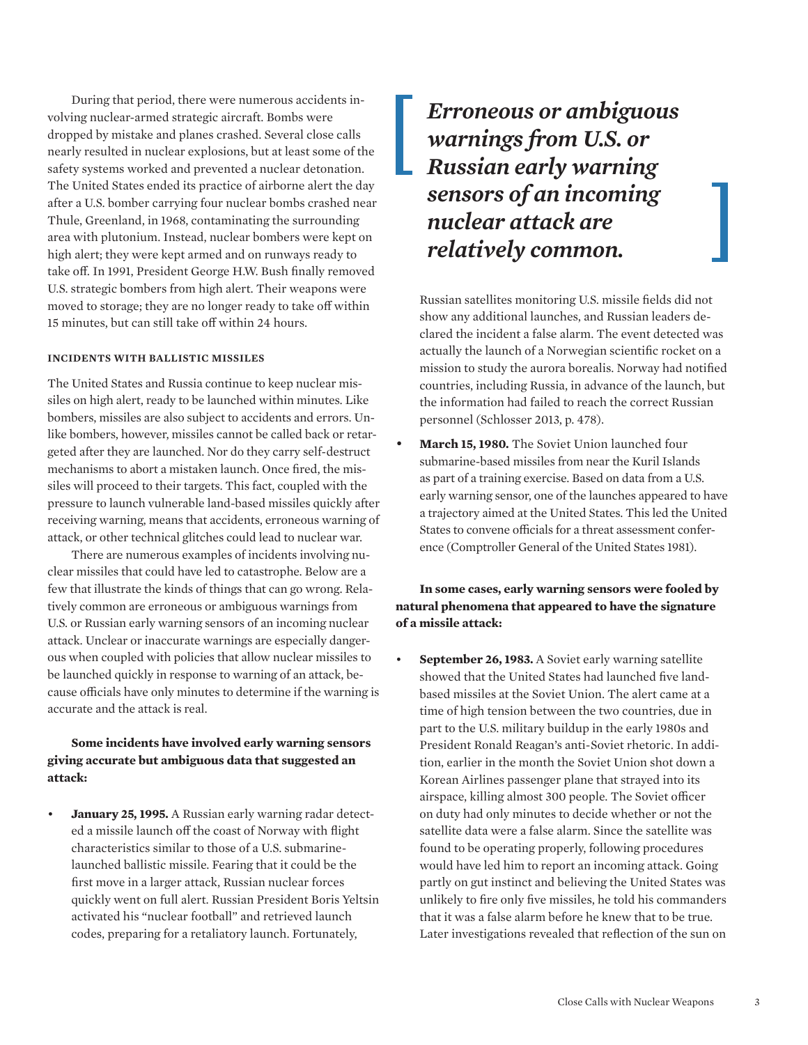During that period, there were numerous accidents involving nuclear-armed strategic aircraft. Bombs were dropped by mistake and planes crashed. Several close calls nearly resulted in nuclear explosions, but at least some of the safety systems worked and prevented a nuclear detonation. The United States ended its practice of airborne alert the day after a U.S. bomber carrying four nuclear bombs crashed near Thule, Greenland, in 1968, contaminating the surrounding area with plutonium. Instead, nuclear bombers were kept on high alert; they were kept armed and on runways ready to take off. In 1991, President George H.W. Bush finally removed U.S. strategic bombers from high alert. Their weapons were moved to storage; they are no longer ready to take off within 15 minutes, but can still take off within 24 hours.

### INCIDENTS WITH BALLISTIC MISSILES

The United States and Russia continue to keep nuclear missiles on high alert, ready to be launched within minutes. Like bombers, missiles are also subject to accidents and errors. Unlike bombers, however, missiles cannot be called back or retargeted after they are launched. Nor do they carry self-destruct mechanisms to abort a mistaken launch. Once fired, the missiles will proceed to their targets. This fact, coupled with the pressure to launch vulnerable land-based missiles quickly after receiving warning, means that accidents, erroneous warning of attack, or other technical glitches could lead to nuclear war.

There are numerous examples of incidents involving nuclear missiles that could have led to catastrophe. Below are a few that illustrate the kinds of things that can go wrong. Relatively common are erroneous or ambiguous warnings from U.S. or Russian early warning sensors of an incoming nuclear attack. Unclear or inaccurate warnings are especially dangerous when coupled with policies that allow nuclear missiles to be launched quickly in response to warning of an attack, because officials have only minutes to determine if the warning is accurate and the attack is real.

**Some incidents have involved early warning sensors giving accurate but ambiguous data that suggested an attack:**

- **January 25, 1995.** A Russian early warning radar detected a missile launch off the coast of Norway with flight characteristics similar to those of a U.S. submarine-launched ballistic missile. Fearing that it could be the first move in a larger attack, Russian nuclear forces quickly went on full alert. Russian President Boris Yeltsin activated his "nuclear football" and retrieved launch codes, preparing for a retaliatory launch. Fortunately, Russian satellites monitoring U.S. missile fields did not show any additional launches, and Russian leaders declared the incident a false alarm. The event detected was actually the launch of a Norwegian scientific rocket on a mission to study the aurora borealis. Norway had notified countries, including Russia, in advance of the launch, but the information had failed to reach the correct Russian personnel (Schlosser 2013, p. 478).

> ***Erroneous or ambiguous warnings from U.S. or Russian early warning sensors of an incoming nuclear attack are relatively common.***

- **March 15, 1980.** The Soviet Union launched four submarine-based missiles from near the Kuril Islands as part of a training exercise. Based on data from a U.S. early warning sensor, one of the launches appeared to have a trajectory aimed at the United States. This led the United States to convene officials for a threat assessment conference (Comptroller General of the United States 1981).

**In some cases, early warning sensors were fooled by natural phenomena that appeared to have the signature of a missile attack:**

- **September 26, 1983.** A Soviet early warning satellite showed that the United States had launched five land-based missiles at the Soviet Union. The alert came at a time of high tension between the two countries, due in part to the U.S. military buildup in the early 1980s and President Ronald Reagan's anti-Soviet rhetoric. In addition, earlier in the month the Soviet Union shot down a Korean Airlines passenger plane that strayed into its airspace, killing almost 300 people. The Soviet officer on duty had only minutes to decide whether or not the satellite data were a false alarm. Since the satellite was found to be operating properly, following procedures would have led him to report an incoming attack. Going partly on gut instinct and believing the United States was unlikely to fire only five missiles, he told his commanders that it was a false alarm before he knew that to be true. Later investigations revealed that reflection of the sun on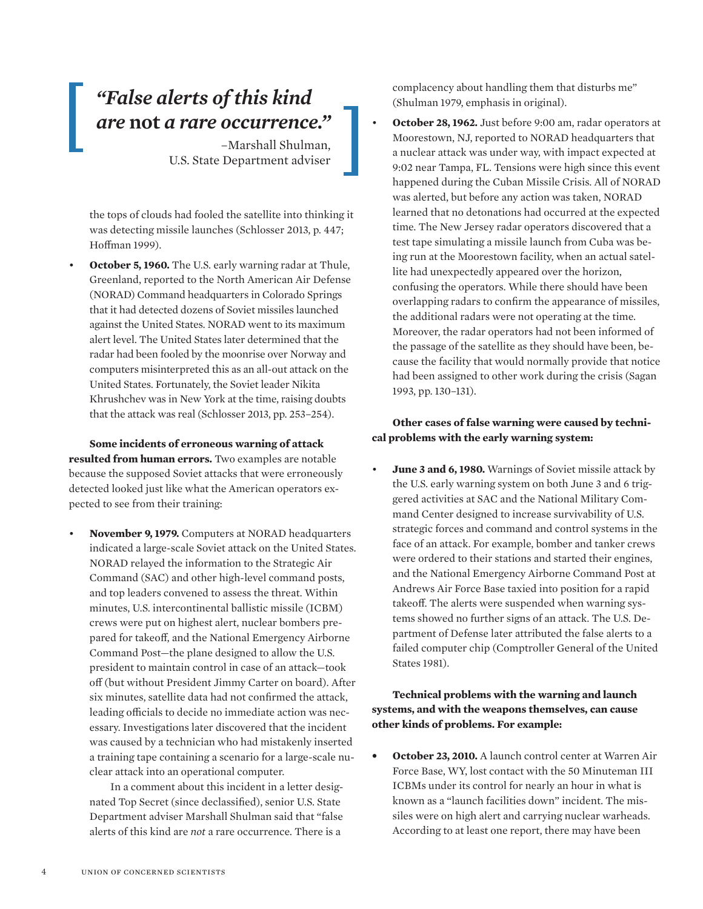> *"False alerts of this kind are* **not** *a rare occurrence."*
>
> –Marshall Shulman, U.S. State Department adviser

the tops of clouds had fooled the satellite into thinking it was detecting missile launches (Schlosser 2013, p. 447; Hoffman 1999).

- **October 5, 1960.** The U.S. early warning radar at Thule, Greenland, reported to the North American Air Defense (NORAD) Command headquarters in Colorado Springs that it had detected dozens of Soviet missiles launched against the United States. NORAD went to its maximum alert level. The United States later determined that the radar had been fooled by the moonrise over Norway and computers misinterpreted this as an all-out attack on the United States. Fortunately, the Soviet leader Nikita Khrushchev was in New York at the time, raising doubts that the attack was real (Schlosser 2013, pp. 253–254).

**Some incidents of erroneous warning of attack resulted from human errors.** Two examples are notable because the supposed Soviet attacks that were erroneously detected looked just like what the American operators expected to see from their training:

- **November 9, 1979.** Computers at NORAD headquarters indicated a large-scale Soviet attack on the United States. NORAD relayed the information to the Strategic Air Command (SAC) and other high-level command posts, and top leaders convened to assess the threat. Within minutes, U.S. intercontinental ballistic missile (ICBM) crews were put on highest alert, nuclear bombers prepared for takeoff, and the National Emergency Airborne Command Post—the plane designed to allow the U.S. president to maintain control in case of an attack—took off (but without President Jimmy Carter on board). After six minutes, satellite data had not confirmed the attack, leading officials to decide no immediate action was necessary. Investigations later discovered that the incident was caused by a technician who had mistakenly inserted a training tape containing a scenario for a large-scale nuclear attack into an operational computer.

  In a comment about this incident in a letter designated Top Secret (since declassified), senior U.S. State Department adviser Marshall Shulman said that "false alerts of this kind are *not* a rare occurrence. There is a complacency about handling them that disturbs me" (Shulman 1979, emphasis in original).

- **October 28, 1962.** Just before 9:00 am, radar operators at Moorestown, NJ, reported to NORAD headquarters that a nuclear attack was under way, with impact expected at 9:02 near Tampa, FL. Tensions were high since this event happened during the Cuban Missile Crisis. All of NORAD was alerted, but before any action was taken, NORAD learned that no detonations had occurred at the expected time. The New Jersey radar operators discovered that a test tape simulating a missile launch from Cuba was being run at the Moorestown facility, when an actual satellite had unexpectedly appeared over the horizon, confusing the operators. While there should have been overlapping radars to confirm the appearance of missiles, the additional radars were not operating at the time. Moreover, the radar operators had not been informed of the passage of the satellite as they should have been, because the facility that would normally provide that notice had been assigned to other work during the crisis (Sagan 1993, pp. 130–131).

**Other cases of false warning were caused by technical problems with the early warning system:**

- **June 3 and 6, 1980.** Warnings of Soviet missile attack by the U.S. early warning system on both June 3 and 6 triggered activities at SAC and the National Military Command Center designed to increase survivability of U.S. strategic forces and command and control systems in the face of an attack. For example, bomber and tanker crews were ordered to their stations and started their engines, and the National Emergency Airborne Command Post at Andrews Air Force Base taxied into position for a rapid takeoff. The alerts were suspended when warning systems showed no further signs of an attack. The U.S. Department of Defense later attributed the false alerts to a failed computer chip (Comptroller General of the United States 1981).

**Technical problems with the warning and launch systems, and with the weapons themselves, can cause other kinds of problems. For example:**

- **October 23, 2010.** A launch control center at Warren Air Force Base, WY, lost contact with the 50 Minuteman III ICBMs under its control for nearly an hour in what is known as a "launch facilities down" incident. The missiles were on high alert and carrying nuclear warheads. According to at least one report, there may have been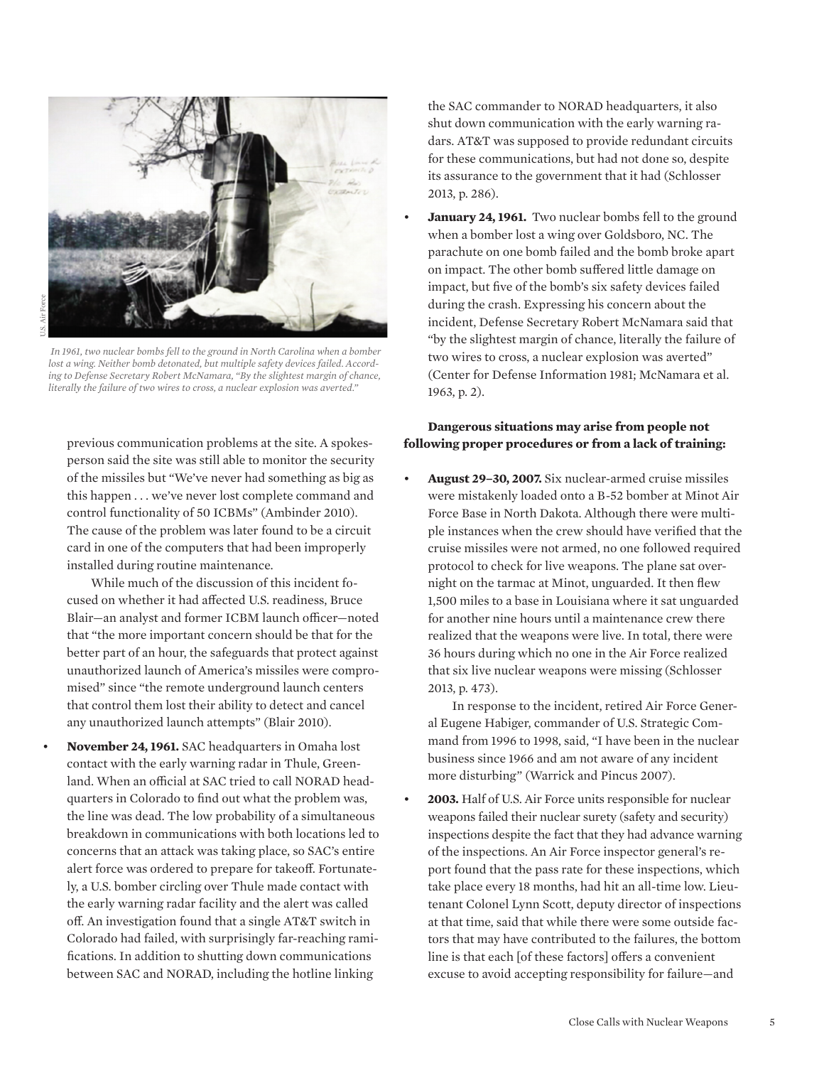In 1961, two nuclear bombs fell to the ground in North Carolina when a bomber lost a wing. Neither bomb detonated, but multiple safety devices failed. According to Defense Secretary Robert McNamara, "By the slightest margin of chance, literally the failure of two wires to cross, a nuclear explosion was averted."

previous communication problems at the site. A spokesperson said the site was still able to monitor the security of the missiles but "We've never had something as big as this happen . . . we've never lost complete command and control functionality of 50 ICBMs" (Ambinder 2010). The cause of the problem was later found to be a circuit card in one of the computers that had been improperly installed during routine maintenance.

While much of the discussion of this incident focused on whether it had affected U.S. readiness, Bruce Blair—an analyst and former ICBM launch officer—noted that "the more important concern should be that for the better part of an hour, the safeguards that protect against unauthorized launch of America's missiles were compromised" since "the remote underground launch centers that control them lost their ability to detect and cancel any unauthorized launch attempts" (Blair 2010).

- **November 24, 1961.** SAC headquarters in Omaha lost contact with the early warning radar in Thule, Greenland. When an official at SAC tried to call NORAD headquarters in Colorado to find out what the problem was, the line was dead. The low probability of a simultaneous breakdown in communications with both locations led to concerns that an attack was taking place, so SAC's entire alert force was ordered to prepare for takeoff. Fortunately, a U.S. bomber circling over Thule made contact with the early warning radar facility and the alert was called off. An investigation found that a single AT&T switch in Colorado had failed, with surprisingly far-reaching ramifications. In addition to shutting down communications between SAC and NORAD, including the hotline linking the SAC commander to NORAD headquarters, it also shut down communication with the early warning radars. AT&T was supposed to provide redundant circuits for these communications, but had not done so, despite its assurance to the government that it had (Schlosser 2013, p. 286).
- **January 24, 1961.** Two nuclear bombs fell to the ground when a bomber lost a wing over Goldsboro, NC. The parachute on one bomb failed and the bomb broke apart on impact. The other bomb suffered little damage on impact, but five of the bomb's six safety devices failed during the crash. Expressing his concern about the incident, Defense Secretary Robert McNamara said that "by the slightest margin of chance, literally the failure of two wires to cross, a nuclear explosion was averted" (Center for Defense Information 1981; McNamara et al. 1963, p. 2).

**Dangerous situations may arise from people not following proper procedures or from a lack of training:**

- **August 29–30, 2007.** Six nuclear-armed cruise missiles were mistakenly loaded onto a B-52 bomber at Minot Air Force Base in North Dakota. Although there were multiple instances when the crew should have verified that the cruise missiles were not armed, no one followed required protocol to check for live weapons. The plane sat overnight on the tarmac at Minot, unguarded. It then flew 1,500 miles to a base in Louisiana where it sat unguarded for another nine hours until a maintenance crew there realized that the weapons were live. In total, there were 36 hours during which no one in the Air Force realized that six live nuclear weapons were missing (Schlosser 2013, p. 473).

  In response to the incident, retired Air Force General Eugene Habiger, commander of U.S. Strategic Command from 1996 to 1998, said, "I have been in the nuclear business since 1966 and am not aware of any incident more disturbing" (Warrick and Pincus 2007).
- **2003.** Half of U.S. Air Force units responsible for nuclear weapons failed their nuclear surety (safety and security) inspections despite the fact that they had advance warning of the inspections. An Air Force inspector general's report found that the pass rate for these inspections, which take place every 18 months, had hit an all-time low. Lieutenant Colonel Lynn Scott, deputy director of inspections at that time, said that while there were some outside factors that may have contributed to the failures, the bottom line is that each [of these factors] offers a convenient excuse to avoid accepting responsibility for failure—and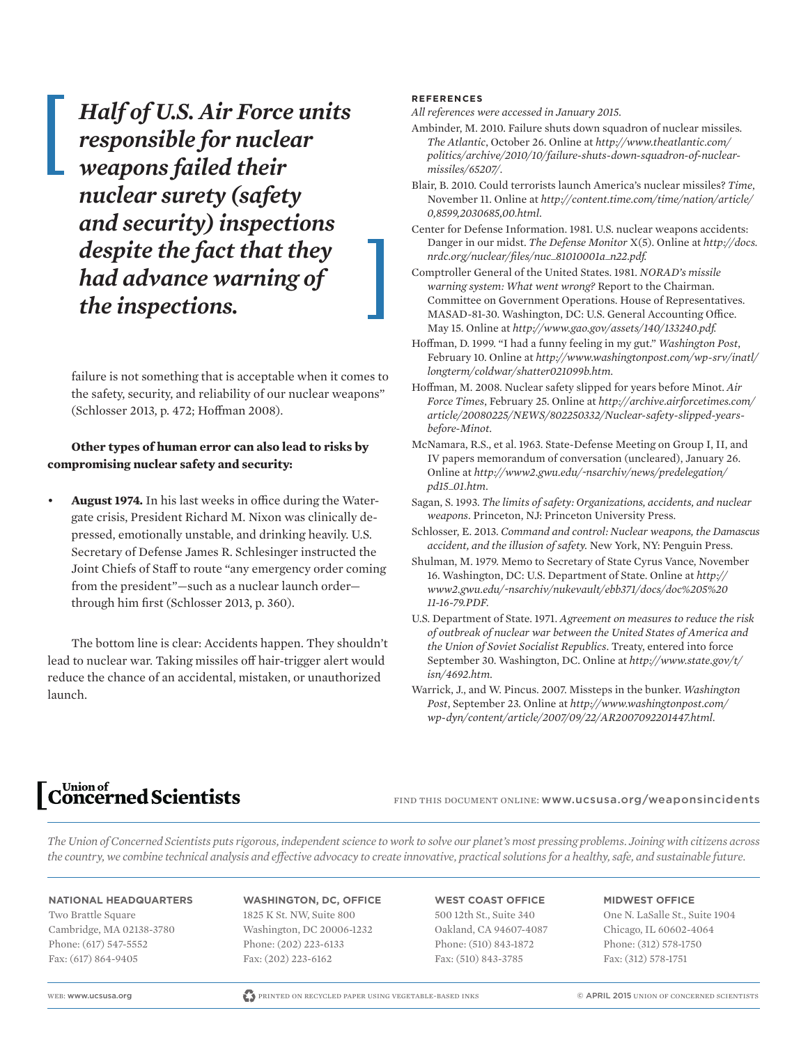*Half of U.S. Air Force units responsible for nuclear weapons failed their nuclear surety (safety and security) inspections despite the fact that they had advance warning of the inspections.*

failure is not something that is acceptable when it comes to the safety, security, and reliability of our nuclear weapons" (Schlosser 2013, p. 472; Hoffman 2008).

**Other types of human error can also lead to risks by compromising nuclear safety and security:**

- **August 1974.** In his last weeks in office during the Watergate crisis, President Richard M. Nixon was clinically depressed, emotionally unstable, and drinking heavily. U.S. Secretary of Defense James R. Schlesinger instructed the Joint Chiefs of Staff to route "any emergency order coming from the president"—such as a nuclear launch order—through him first (Schlosser 2013, p. 360).

The bottom line is clear: Accidents happen. They shouldn't lead to nuclear war. Taking missiles off hair-trigger alert would reduce the chance of an accidental, mistaken, or unauthorized launch.

## REFERENCES

*All references were accessed in January 2015.*

Ambinder, M. 2010. Failure shuts down squadron of nuclear missiles. *The Atlantic*, October 26. Online at *http://www.theatlantic.com/politics/archive/2010/10/failure-shuts-down-squadron-of-nuclear-missiles/65207/*.

Blair, B. 2010. Could terrorists launch America's nuclear missiles? *Time*, November 11. Online at *http://content.time.com/time/nation/article/0,8599,2030685,00.html*.

Center for Defense Information. 1981. U.S. nuclear weapons accidents: Danger in our midst. *The Defense Monitor* X(5). Online at *http://docs.nrdc.org/nuclear/files/nuc_81010001a_n22.pdf*.

Comptroller General of the United States. 1981. *NORAD's missile warning system: What went wrong?* Report to the Chairman. Committee on Government Operations. House of Representatives. MASAD-81-30. Washington, DC: U.S. General Accounting Office. May 15. Online at *http://www.gao.gov/assets/140/133240.pdf*.

Hoffman, D. 1999. "I had a funny feeling in my gut." *Washington Post*, February 10. Online at *http://www.washingtonpost.com/wp-srv/inatl/longterm/coldwar/shatter021099b.htm*.

Hoffman, M. 2008. Nuclear safety slipped for years before Minot. *Air Force Times*, February 25. Online at *http://archive.airforcetimes.com/article/20080225/NEWS/802250332/Nuclear-safety-slipped-years-before-Minot*.

McNamara, R.S., et al. 1963. State-Defense Meeting on Group I, II, and IV papers memorandum of conversation (uncleared), January 26. Online at *http://www2.gwu.edu/~nsarchiv/news/predelegation/pd15_01.htm*.

Sagan, S. 1993. *The limits of safety: Organizations, accidents, and nuclear weapons*. Princeton, NJ: Princeton University Press.

Schlosser, E. 2013. *Command and control: Nuclear weapons, the Damascus accident, and the illusion of safety*. New York, NY: Penguin Press.

Shulman, M. 1979. Memo to Secretary of State Cyrus Vance, November 16. Washington, DC: U.S. Department of State. Online at *http://www2.gwu.edu/~nsarchiv/nukevault/ebb371/docs/doc%205%2011-16-79.PDF*.

U.S. Department of State. 1971. *Agreement on measures to reduce the risk of outbreak of nuclear war between the United States of America and the Union of Soviet Socialist Republics*. Treaty, entered into force September 30. Washington, DC. Online at *http://www.state.gov/t/isn/4692.htm*.

Warrick, J., and W. Pincus. 2007. Missteps in the bunker. *Washington Post*, September 23. Online at *http://www.washingtonpost.com/wp-dyn/content/article/2007/09/22/AR2007092201447.html*.

**Union of Concerned Scientists**

FIND THIS DOCUMENT ONLINE: www.ucsusa.org/weaponsincidents

*The Union of Concerned Scientists puts rigorous, independent science to work to solve our planet's most pressing problems. Joining with citizens across the country, we combine technical analysis and effective advocacy to create innovative, practical solutions for a healthy, safe, and sustainable future.*

**NATIONAL HEADQUARTERS**
Two Brattle Square
Cambridge, MA 02138-3780
Phone: (617) 547-5552
Fax: (617) 864-9405

**WASHINGTON, DC, OFFICE**
1825 K St. NW, Suite 800
Washington, DC 20006-1232
Phone: (202) 223-6133
Fax: (202) 223-6162

**WEST COAST OFFICE**
500 12th St., Suite 340
Oakland, CA 94607-4087
Phone: (510) 843-1872
Fax: (510) 843-3785

**MIDWEST OFFICE**
One N. LaSalle St., Suite 1904
Chicago, IL 60602-4064
Phone: (312) 578-1750
Fax: (312) 578-1751

WEB: www.ucsusa.org

PRINTED ON RECYCLED PAPER USING VEGETABLE-BASED INKS

© APRIL 2015 UNION OF CONCERNED SCIENTISTS